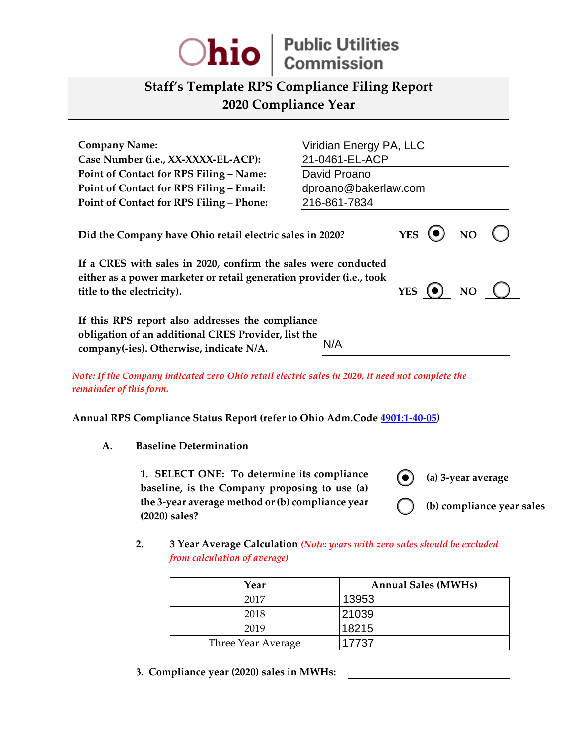# Ohio | Public Utilities Commission

## Staff's Template RPS Compliance Filing Report
## 2020 Compliance Year

**Company Name:** Viridian Energy PA, LLC

**Case Number (i.e., XX-XXXX-EL-ACP):** 21-0461-EL-ACP

**Point of Contact for RPS Filing – Name:** David Proano

**Point of Contact for RPS Filing – Email:** dproano@bakerlaw.com

**Point of Contact for RPS Filing – Phone:** 216-861-7834

**Did the Company have Ohio retail electric sales in 2020?** YES (●) NO ( )

**If a CRES with sales in 2020, confirm the sales were conducted either as a power marketer or retail generation provider (i.e., took title to the electricity).** YES (●) NO ( )

**If this RPS report also addresses the compliance obligation of an additional CRES Provider, list the company(-ies). Otherwise, indicate N/A.** N/A

*Note: If the Company indicated zero Ohio retail electric sales in 2020, it need not complete the remainder of this form.*

**Annual RPS Compliance Status Report (refer to Ohio Adm.Code 4901:1-40-05)**

**A. Baseline Determination**

1. **SELECT ONE: To determine its compliance baseline, is the Company proposing to use (a) the 3-year average method or (b) compliance year (2020) sales?**

   (●) **(a) 3-year average**

   ( ) **(b) compliance year sales**

2. **3 Year Average Calculation** *(Note: years with zero sales should be excluded from calculation of average)*

| Year | Annual Sales (MWHs) |
|---|---|
| 2017 | 13953 |
| 2018 | 21039 |
| 2019 | 18215 |
| Three Year Average | 17737 |

3. **Compliance year (2020) sales in MWHs:** ______________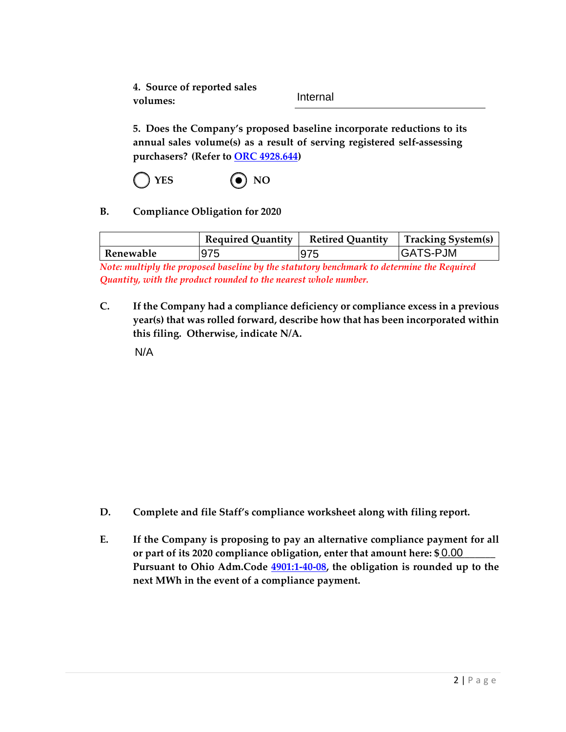4. **Source of reported sales volumes:** Internal

5. **Does the Company's proposed baseline incorporate reductions to its annual sales volume(s) as a result of serving registered self-assessing purchasers? (Refer to ORC 4928.644)**

○ YES ◉ NO

**B. Compliance Obligation for 2020**

| | Required Quantity | Retired Quantity | Tracking System(s) |
|---|---|---|---|
| Renewable | 975 | 975 | GATS-PJM |

*Note: multiply the proposed baseline by the statutory benchmark to determine the Required Quantity, with the product rounded to the nearest whole number.*

**C. If the Company had a compliance deficiency or compliance excess in a previous year(s) that was rolled forward, describe how that has been incorporated within this filing. Otherwise, indicate N/A.**

N/A

**D. Complete and file Staff's compliance worksheet along with filing report.**

**E. If the Company is proposing to pay an alternative compliance payment for all or part of its 2020 compliance obligation, enter that amount here: $0.00 Pursuant to Ohio Adm.Code 4901:1-40-08, the obligation is rounded up to the next MWh in the event of a compliance payment.**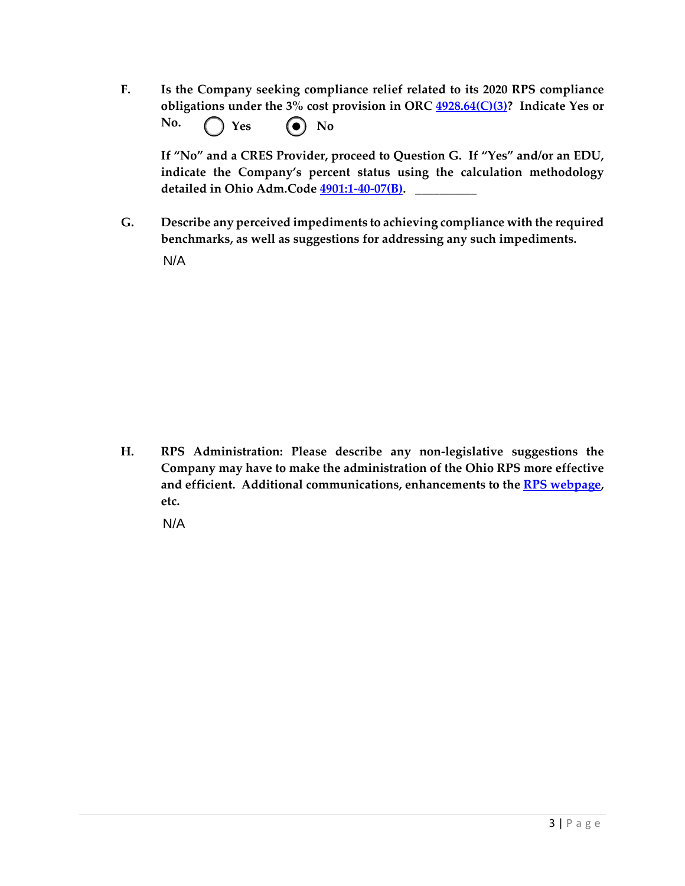**F.** **Is the Company seeking compliance relief related to its 2020 RPS compliance obligations under the 3% cost provision in ORC [4928.64(C)(3)](#)? Indicate Yes or No.** ○ **Yes** ◉ **No**

**If "No" and a CRES Provider, proceed to Question G. If "Yes" and/or an EDU, indicate the Company's percent status using the calculation methodology detailed in Ohio Adm.Code [4901:1-40-07(B)](#).** __________

**G.** **Describe any perceived impediments to achieving compliance with the required benchmarks, as well as suggestions for addressing any such impediments.**

N/A

**H.** **RPS Administration: Please describe any non-legislative suggestions the Company may have to make the administration of the Ohio RPS more effective and efficient. Additional communications, enhancements to the [RPS webpage](#), etc.**

N/A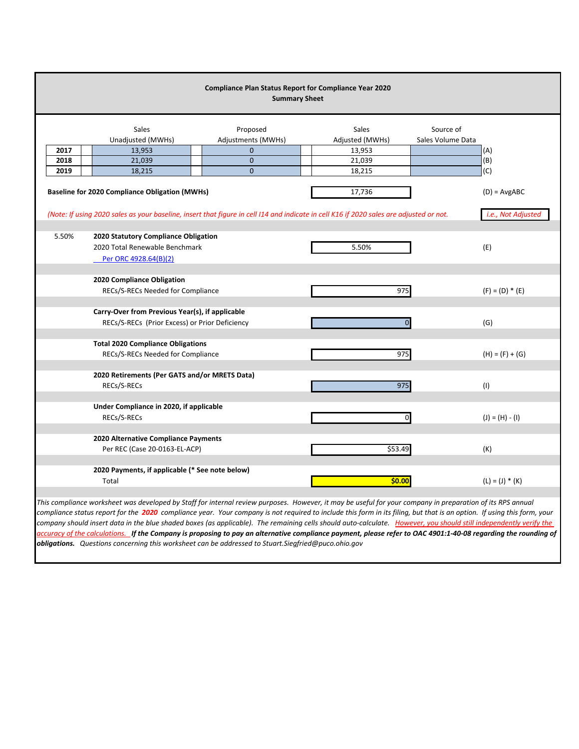**Compliance Plan Status Report for Compliance Year 2020**
**Summary Sheet**

| | Sales Unadjusted (MWHs) | Proposed Adjustments (MWHs) | Sales Adjusted (MWHs) | Source of Sales Volume Data | |
|---|---|---|---|---|---|
| **2017** | 13,953 | 0 | 13,953 | | (A) |
| **2018** | 21,039 | 0 | 21,039 | | (B) |
| **2019** | 18,215 | 0 | 18,215 | | (C) |

| | | | |
|---|---|---|---|
| **Baseline for 2020 Compliance Obligation (MWHs)** | | 17,736 | (D) = AvgABC |

*(Note: If using 2020 sales as your baseline, insert that figure in cell I14 and indicate in cell K16 if 2020 sales are adjusted or not.* *i.e., Not Adjusted*

| | | | |
|---|---|---|---|
| 5.50% | **2020 Statutory Compliance Obligation**<br>2020 Total Renewable Benchmark<br>Per ORC 4928.64(B)(2) | 5.50% | (E) |
| | **2020 Compliance Obligation**<br>RECs/S-RECs Needed for Compliance | 975 | (F) = (D) * (E) |
| | **Carry-Over from Previous Year(s), if applicable**<br>RECs/S-RECs (Prior Excess) or Prior Deficiency | 0 | (G) |
| | **Total 2020 Compliance Obligations**<br>RECs/S-RECs Needed for Compliance | 975 | (H) = (F) + (G) |
| | **2020 Retirements (Per GATS and/or MRETS Data)**<br>RECs/S-RECs | 975 | (I) |
| | **Under Compliance in 2020, if applicable**<br>RECs/S-RECs | 0 | (J) = (H) - (I) |
| | **2020 Alternative Compliance Payments**<br>Per REC (Case 20-0163-EL-ACP) | $53.49 | (K) |
| | **2020 Payments, if applicable (* See note below)**<br>Total | **$0.00** | (L) = (J) * (K) |

*This compliance worksheet was developed by Staff for internal review purposes. However, it may be useful for your company in preparation of its RPS annual compliance status report for the* ***2020*** *compliance year. Your company is not required to include this form in its filing, but that is an option. If using this form, your company should insert data in the blue shaded boxes (as applicable). The remaining cells should auto-calculate. However, you should still independently verify the accuracy of the calculations.* ***If the Company is proposing to pay an alternative compliance payment, please refer to OAC 4901:1-40-08 regarding the rounding of obligations.*** *Questions concerning this worksheet can be addressed to Stuart.Siegfried@puco.ohio.gov*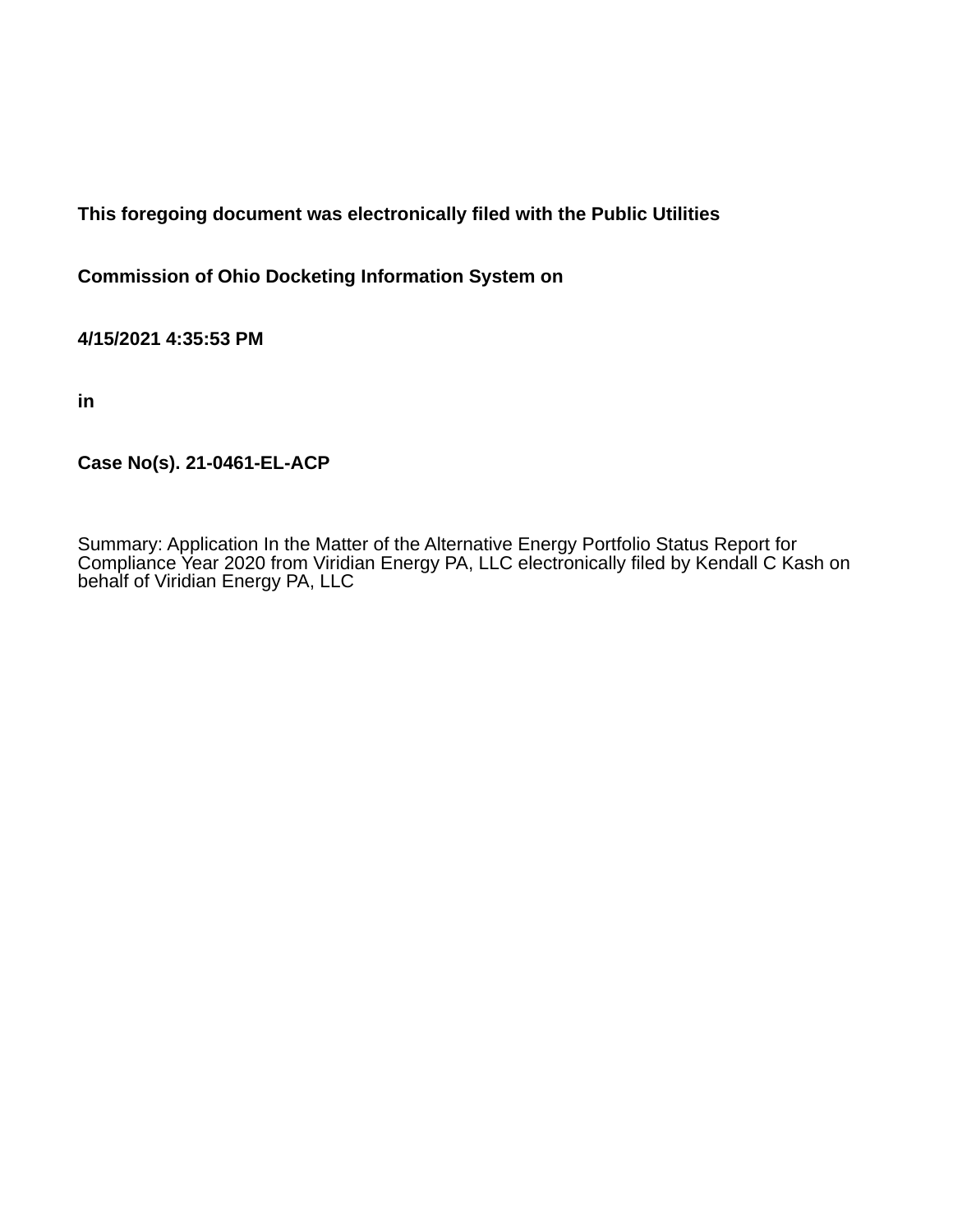**This foregoing document was electronically filed with the Public Utilities**

**Commission of Ohio Docketing Information System on**

**4/15/2021 4:35:53 PM**

**in**

**Case No(s). 21-0461-EL-ACP**

Summary: Application In the Matter of the Alternative Energy Portfolio Status Report for Compliance Year 2020 from Viridian Energy PA, LLC electronically filed by Kendall C Kash on behalf of Viridian Energy PA, LLC